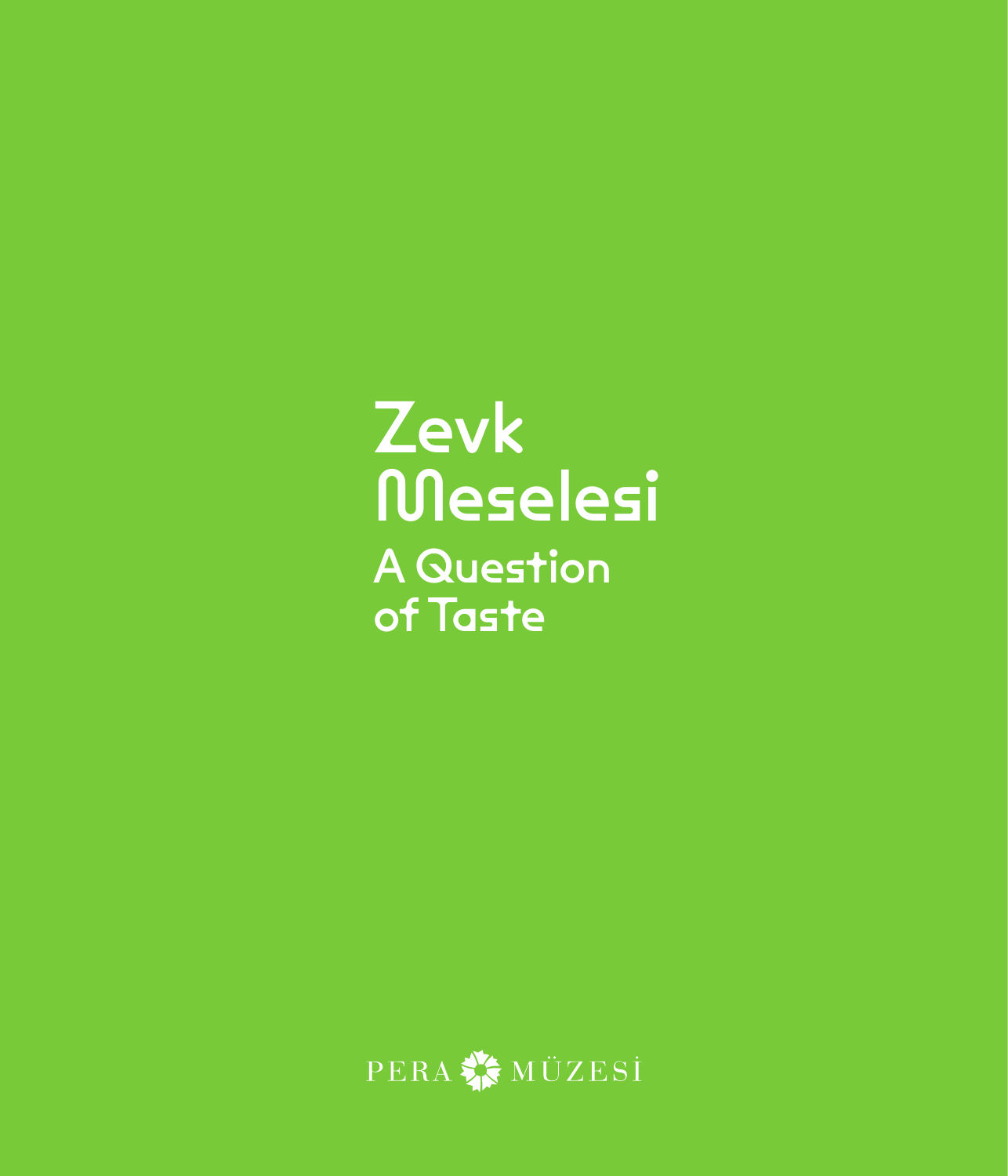# Zevk Meselesi

## A Question of Taste

PERA MÜZESİ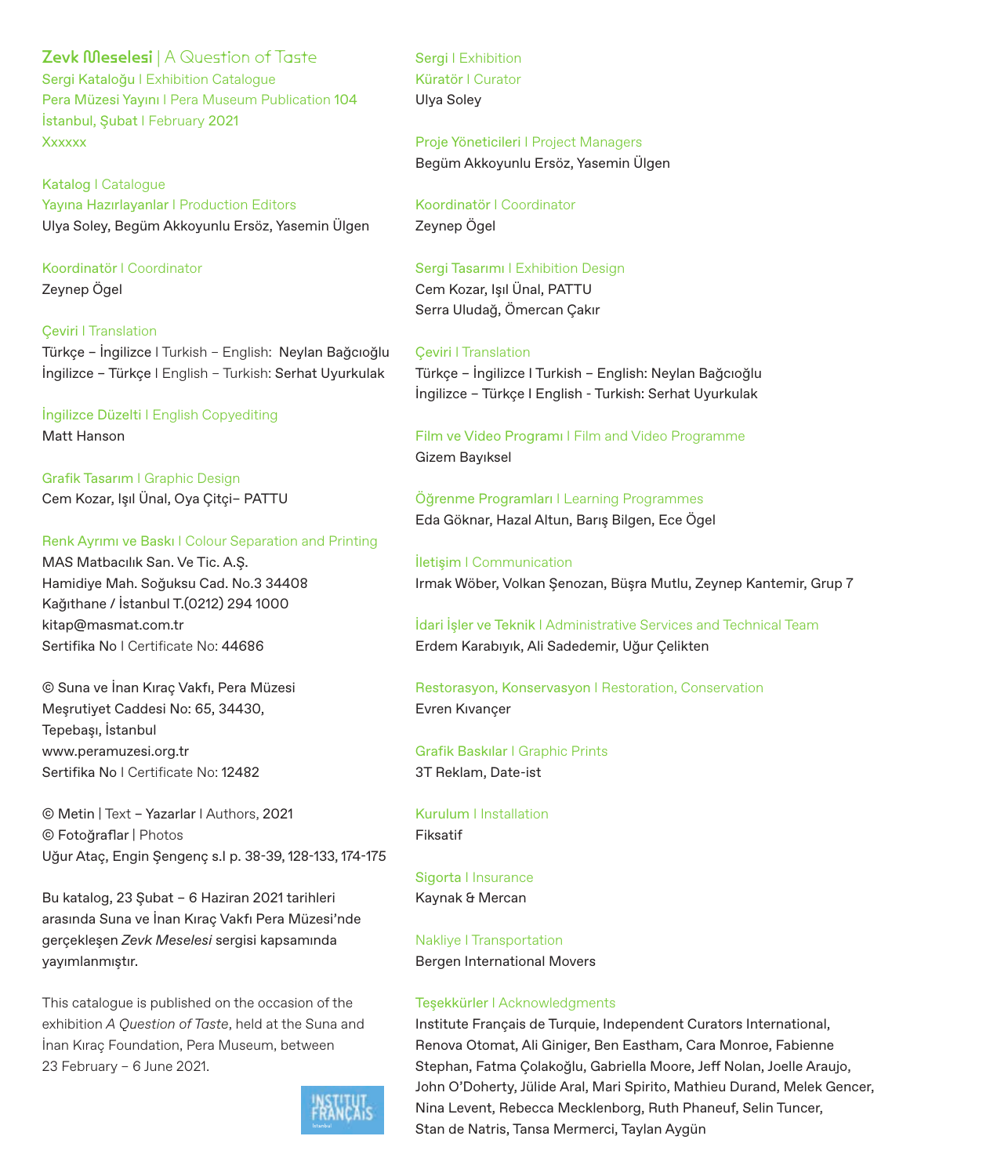**Zevk Meselesi** | A Question of Taste
Sergi Kataloğu | Exhibition Catalogue
Pera Müzesi Yayını | Pera Museum Publication 104
İstanbul, Şubat | February 2021
Xxxxxx

Katalog | Catalogue
Yayına Hazırlayanlar | Production Editors
Ulya Soley, Begüm Akkoyunlu Ersöz, Yasemin Ülgen

Koordinatör | Coordinator
Zeynep Ögel

Çeviri | Translation
Türkçe – İngilizce | Turkish – English: Neylan Bağcıoğlu
İngilizce – Türkçe | English – Turkish: Serhat Uyurkulak

İngilizce Düzelti | English Copyediting
Matt Hanson

Grafik Tasarım | Graphic Design
Cem Kozar, Işıl Ünal, Oya Çitçi– PATTU

Renk Ayrımı ve Baskı | Colour Separation and Printing
MAS Matbacılık San. Ve Tic. A.Ş.
Hamidiye Mah. Soğuksu Cad. No.3 34408
Kağıthane / İstanbul T.(0212) 294 1000
kitap@masmat.com.tr
Sertifika No | Certificate No: 44686

© Suna ve İnan Kıraç Vakfı, Pera Müzesi
Meşrutiyet Caddesi No: 65, 34430,
Tepebaşı, İstanbul
www.peramuzesi.org.tr
Sertifika No | Certificate No: 12482

© Metin | Text – Yazarlar | Authors, 2021
© Fotoğraflar | Photos
Uğur Ataç, Engin Şengenç s.| p. 38-39, 128-133, 174-175

Bu katalog, 23 Şubat – 6 Haziran 2021 tarihleri arasında Suna ve İnan Kıraç Vakfı Pera Müzesi'nde gerçekleşen *Zevk Meselesi* sergisi kapsamında yayımlanmıştır.

This catalogue is published on the occasion of the exhibition *A Question of Taste*, held at the Suna and İnan Kıraç Foundation, Pera Museum, between 23 February – 6 June 2021.

Sergi | Exhibition
Küratör | Curator
Ulya Soley

Proje Yöneticileri | Project Managers
Begüm Akkoyunlu Ersöz, Yasemin Ülgen

Koordinatör | Coordinator
Zeynep Ögel

Sergi Tasarımı | Exhibition Design
Cem Kozar, Işıl Ünal, PATTU
Serra Uludağ, Ömercan Çakır

Çeviri | Translation
Türkçe – İngilizce | Turkish – English: Neylan Bağcıoğlu
İngilizce – Türkçe | English - Turkish: Serhat Uyurkulak

Film ve Video Programı | Film and Video Programme
Gizem Bayıksel

Öğrenme Programları | Learning Programmes
Eda Göknar, Hazal Altun, Barış Bilgen, Ece Ögel

İletişim | Communication
Irmak Wöber, Volkan Şenozan, Büşra Mutlu, Zeynep Kantemir, Grup 7

İdari İşler ve Teknik | Administrative Services and Technical Team
Erdem Karabıyık, Ali Sadedemir, Uğur Çelikten

Restorasyon, Konservasyon | Restoration, Conservation
Evren Kıvançer

Grafik Baskılar | Graphic Prints
3T Reklam, Date-ist

Kurulum | Installation
Fiksatif

Sigorta | Insurance
Kaynak & Mercan

Nakliye | Transportation
Bergen International Movers

Teşekkürler | Acknowledgments
Institute Français de Turquie, Independent Curators International, Renova Otomat, Ali Giniger, Ben Eastham, Cara Monroe, Fabienne Stephan, Fatma Çolakoğlu, Gabriella Moore, Jeff Nolan, Joelle Araujo, John O'Doherty, Jülide Aral, Mari Spirito, Mathieu Durand, Melek Gencer, Nina Levent, Rebecca Mecklenborg, Ruth Phaneuf, Selin Tuncer, Stan de Natris, Tansa Mermerci, Taylan Aygün

INSTITUT FRANÇAIS Istanbul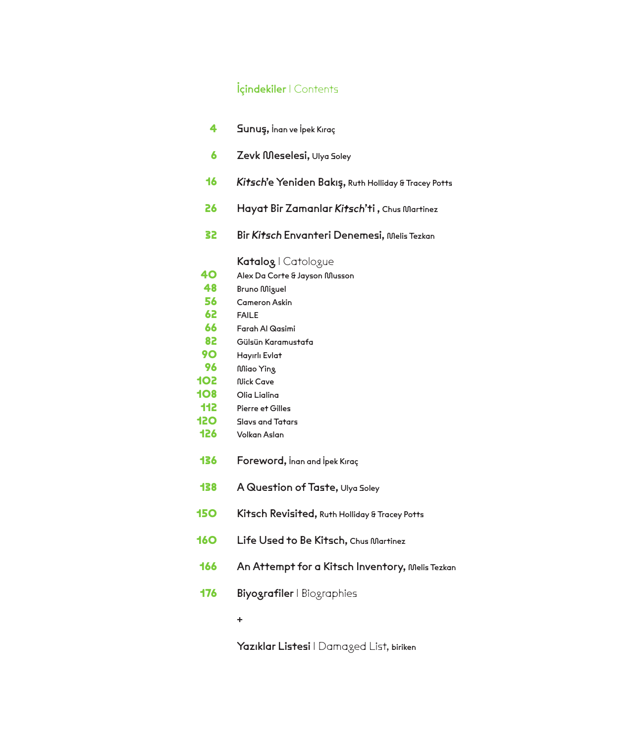## İçindekiler | Contents

4 **Sunuş,** İnan ve İpek Kıraç

6 **Zevk Meselesi,** Ulya Soley

16 ***Kitsch*'e Yeniden Bakış,** Ruth Holliday & Tracey Potts

26 **Hayat Bir Zamanlar *Kitsch*'ti ,** Chus Martinez

32 **Bir *Kitsch* Envanteri Denemesi,** Melis Tezkan

**Katalog** | Catalogue

40 Alex Da Corte & Jayson Musson
48 Bruno Miguel
56 Cameron Askin
62 FAILE
66 Farah Al Qasimi
82 Gülsün Karamustafa
90 Hayırlı Evlat
96 Miao Ying
102 Nick Cave
108 Olia Lialina
112 Pierre et Gilles
120 Slavs and Tatars
126 Volkan Aslan

136 **Foreword,** İnan and İpek Kıraç

138 **A Question of Taste,** Ulya Soley

150 **Kitsch Revisited,** Ruth Holliday & Tracey Potts

160 **Life Used to Be Kitsch,** Chus Martinez

166 **An Attempt for a Kitsch Inventory,** Melis Tezkan

176 **Biyografiler** | Biographies

\+

**Yazıklar Listesi** | Damaged List, biriken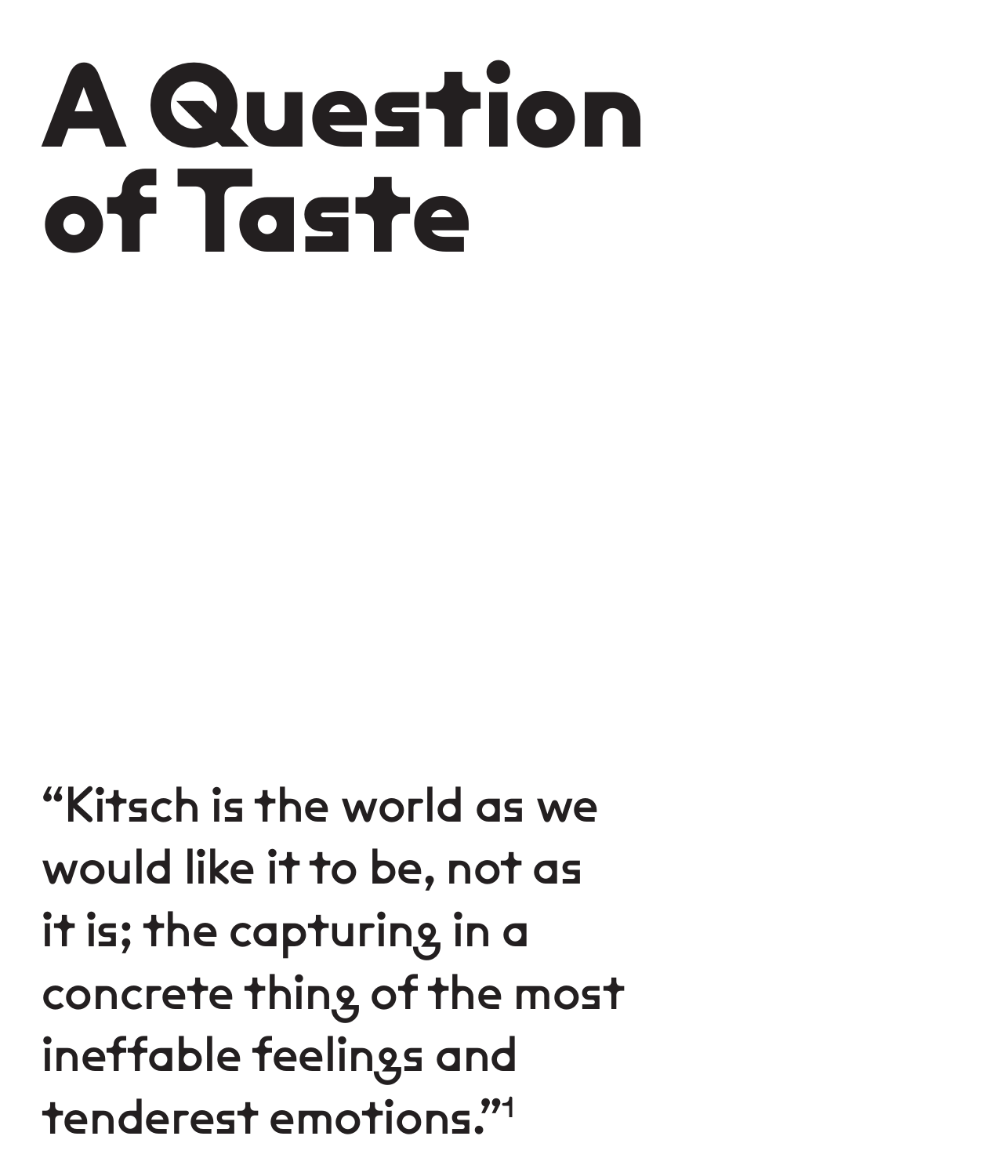# A Question of Taste

"Kitsch is the world as we would like it to be, not as it is; the capturing in a concrete thing of the most ineffable feelings and tenderest emotions."[1]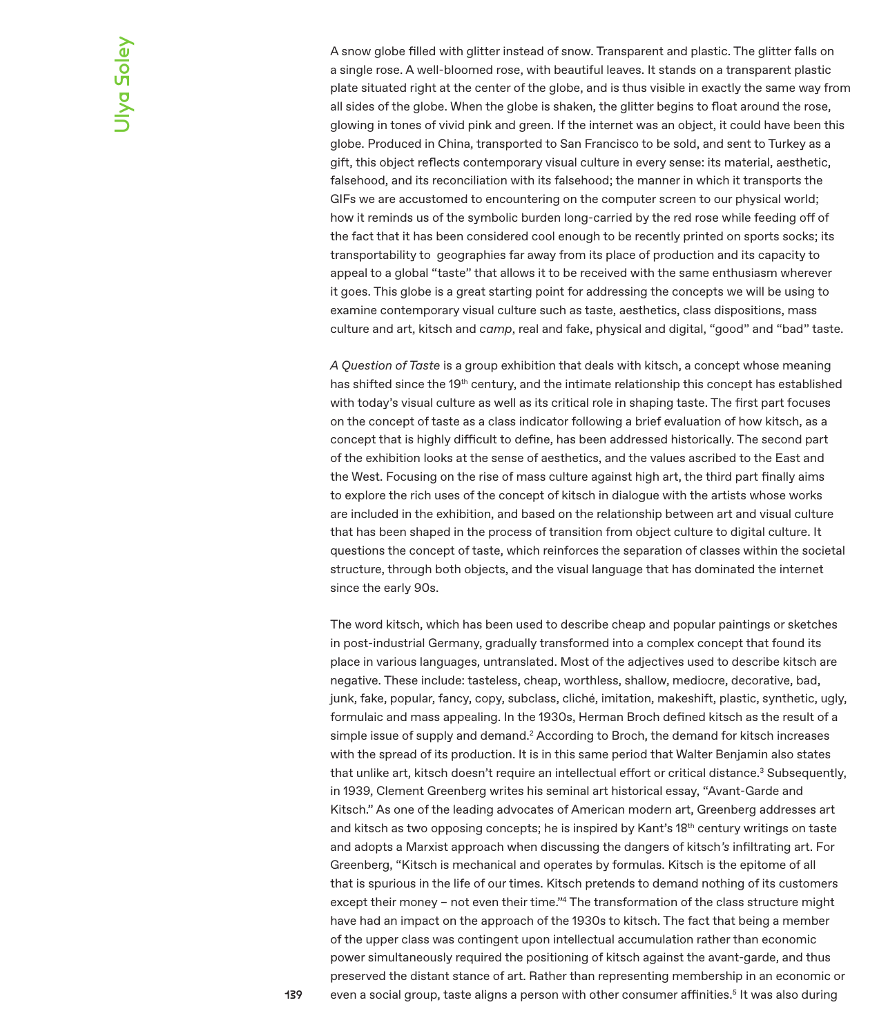A snow globe filled with glitter instead of snow. Transparent and plastic. The glitter falls on a single rose. A well-bloomed rose, with beautiful leaves. It stands on a transparent plastic plate situated right at the center of the globe, and is thus visible in exactly the same way from all sides of the globe. When the globe is shaken, the glitter begins to float around the rose, glowing in tones of vivid pink and green. If the internet was an object, it could have been this globe. Produced in China, transported to San Francisco to be sold, and sent to Turkey as a gift, this object reflects contemporary visual culture in every sense: its material, aesthetic, falsehood, and its reconciliation with its falsehood; the manner in which it transports the GIFs we are accustomed to encountering on the computer screen to our physical world; how it reminds us of the symbolic burden long-carried by the red rose while feeding off of the fact that it has been considered cool enough to be recently printed on sports socks; its transportability to geographies far away from its place of production and its capacity to appeal to a global "taste" that allows it to be received with the same enthusiasm wherever it goes. This globe is a great starting point for addressing the concepts we will be using to examine contemporary visual culture such as taste, aesthetics, class dispositions, mass culture and art, kitsch and *camp*, real and fake, physical and digital, "good" and "bad" taste.

*A Question of Taste* is a group exhibition that deals with kitsch, a concept whose meaning has shifted since the 19th century, and the intimate relationship this concept has established with today's visual culture as well as its critical role in shaping taste. The first part focuses on the concept of taste as a class indicator following a brief evaluation of how kitsch, as a concept that is highly difficult to define, has been addressed historically. The second part of the exhibition looks at the sense of aesthetics, and the values ascribed to the East and the West. Focusing on the rise of mass culture against high art, the third part finally aims to explore the rich uses of the concept of kitsch in dialogue with the artists whose works are included in the exhibition, and based on the relationship between art and visual culture that has been shaped in the process of transition from object culture to digital culture. It questions the concept of taste, which reinforces the separation of classes within the societal structure, through both objects, and the visual language that has dominated the internet since the early 90s.

The word kitsch, which has been used to describe cheap and popular paintings or sketches in post-industrial Germany, gradually transformed into a complex concept that found its place in various languages, untranslated. Most of the adjectives used to describe kitsch are negative. These include: tasteless, cheap, worthless, shallow, mediocre, decorative, bad, junk, fake, popular, fancy, copy, subclass, cliché, imitation, makeshift, plastic, synthetic, ugly, formulaic and mass appealing. In the 1930s, Herman Broch defined kitsch as the result of a simple issue of supply and demand.[2] According to Broch, the demand for kitsch increases with the spread of its production. It is in this same period that Walter Benjamin also states that unlike art, kitsch doesn't require an intellectual effort or critical distance.[3] Subsequently, in 1939, Clement Greenberg writes his seminal art historical essay, "Avant-Garde and Kitsch." As one of the leading advocates of American modern art, Greenberg addresses art and kitsch as two opposing concepts; he is inspired by Kant's 18th century writings on taste and adopts a Marxist approach when discussing the dangers of kitsch*'s* infiltrating art. For Greenberg, "Kitsch is mechanical and operates by formulas. Kitsch is the epitome of all that is spurious in the life of our times. Kitsch pretends to demand nothing of its customers except their money – not even their time."[4] The transformation of the class structure might have had an impact on the approach of the 1930s to kitsch. The fact that being a member of the upper class was contingent upon intellectual accumulation rather than economic power simultaneously required the positioning of kitsch against the avant-garde, and thus preserved the distant stance of art. Rather than representing membership in an economic or even a social group, taste aligns a person with other consumer affinities.[5] It was also during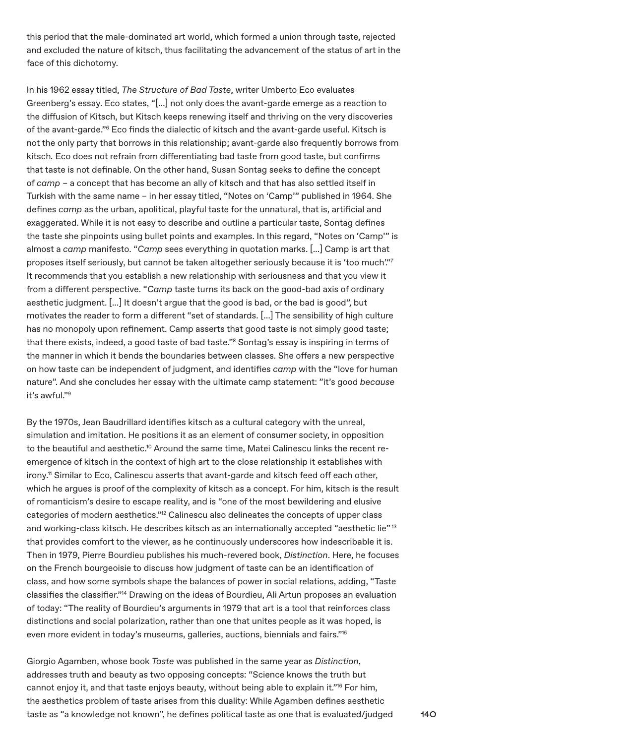this period that the male-dominated art world, which formed a union through taste, rejected and excluded the nature of kitsch, thus facilitating the advancement of the status of art in the face of this dichotomy.

In his 1962 essay titled, *The Structure of Bad Taste*, writer Umberto Eco evaluates Greenberg's essay. Eco states, "[...] not only does the avant-garde emerge as a reaction to the diffusion of Kitsch, but Kitsch keeps renewing itself and thriving on the very discoveries of the avant-garde."[6] Eco finds the dialectic of kitsch and the avant-garde useful. Kitsch is not the only party that borrows in this relationship; avant-garde also frequently borrows from kitsch. Eco does not refrain from differentiating bad taste from good taste, but confirms that taste is not definable. On the other hand, Susan Sontag seeks to define the concept of *camp* – a concept that has become an ally of kitsch and that has also settled itself in Turkish with the same name – in her essay titled, "Notes on 'Camp'" published in 1964. She defines *camp* as the urban, apolitical, playful taste for the unnatural, that is, artificial and exaggerated. While it is not easy to describe and outline a particular taste, Sontag defines the taste she pinpoints using bullet points and examples. In this regard, "Notes on 'Camp'" is almost a *camp* manifesto. "*Camp* sees everything in quotation marks. [...] Camp is art that proposes itself seriously, but cannot be taken altogether seriously because it is 'too much'."[7] It recommends that you establish a new relationship with seriousness and that you view it from a different perspective. "*Camp* taste turns its back on the good-bad axis of ordinary aesthetic judgment. [...] It doesn't argue that the good is bad, or the bad is good", but motivates the reader to form a different "set of standards. [...] The sensibility of high culture has no monopoly upon refinement. Camp asserts that good taste is not simply good taste; that there exists, indeed, a good taste of bad taste."[8] Sontag's essay is inspiring in terms of the manner in which it bends the boundaries between classes. She offers a new perspective on how taste can be independent of judgment, and identifies *camp* with the "love for human nature". And she concludes her essay with the ultimate camp statement: "it's good *because* it's awful."[9]

By the 1970s, Jean Baudrillard identifies kitsch as a cultural category with the unreal, simulation and imitation. He positions it as an element of consumer society, in opposition to the beautiful and aesthetic.[10] Around the same time, Matei Calinescu links the recent re-emergence of kitsch in the context of high art to the close relationship it establishes with irony.[11] Similar to Eco, Calinescu asserts that avant-garde and kitsch feed off each other, which he argues is proof of the complexity of kitsch as a concept. For him, kitsch is the result of romanticism's desire to escape reality, and is "one of the most bewildering and elusive categories of modern aesthetics."[12] Calinescu also delineates the concepts of upper class and working-class kitsch. He describes kitsch as an internationally accepted "aesthetic lie"[13] that provides comfort to the viewer, as he continuously underscores how indescribable it is. Then in 1979, Pierre Bourdieu publishes his much-revered book, *Distinction*. Here, he focuses on the French bourgeoisie to discuss how judgment of taste can be an identification of class, and how some symbols shape the balances of power in social relations, adding, "Taste classifies the classifier."[14] Drawing on the ideas of Bourdieu, Ali Artun proposes an evaluation of today: "The reality of Bourdieu's arguments in 1979 that art is a tool that reinforces class distinctions and social polarization, rather than one that unites people as it was hoped, is even more evident in today's museums, galleries, auctions, biennials and fairs."[15]

Giorgio Agamben, whose book *Taste* was published in the same year as *Distinction*, addresses truth and beauty as two opposing concepts: "Science knows the truth but cannot enjoy it, and that taste enjoys beauty, without being able to explain it."[16] For him, the aesthetics problem of taste arises from this duality: While Agamben defines aesthetic taste as "a knowledge not known", he defines political taste as one that is evaluated/judged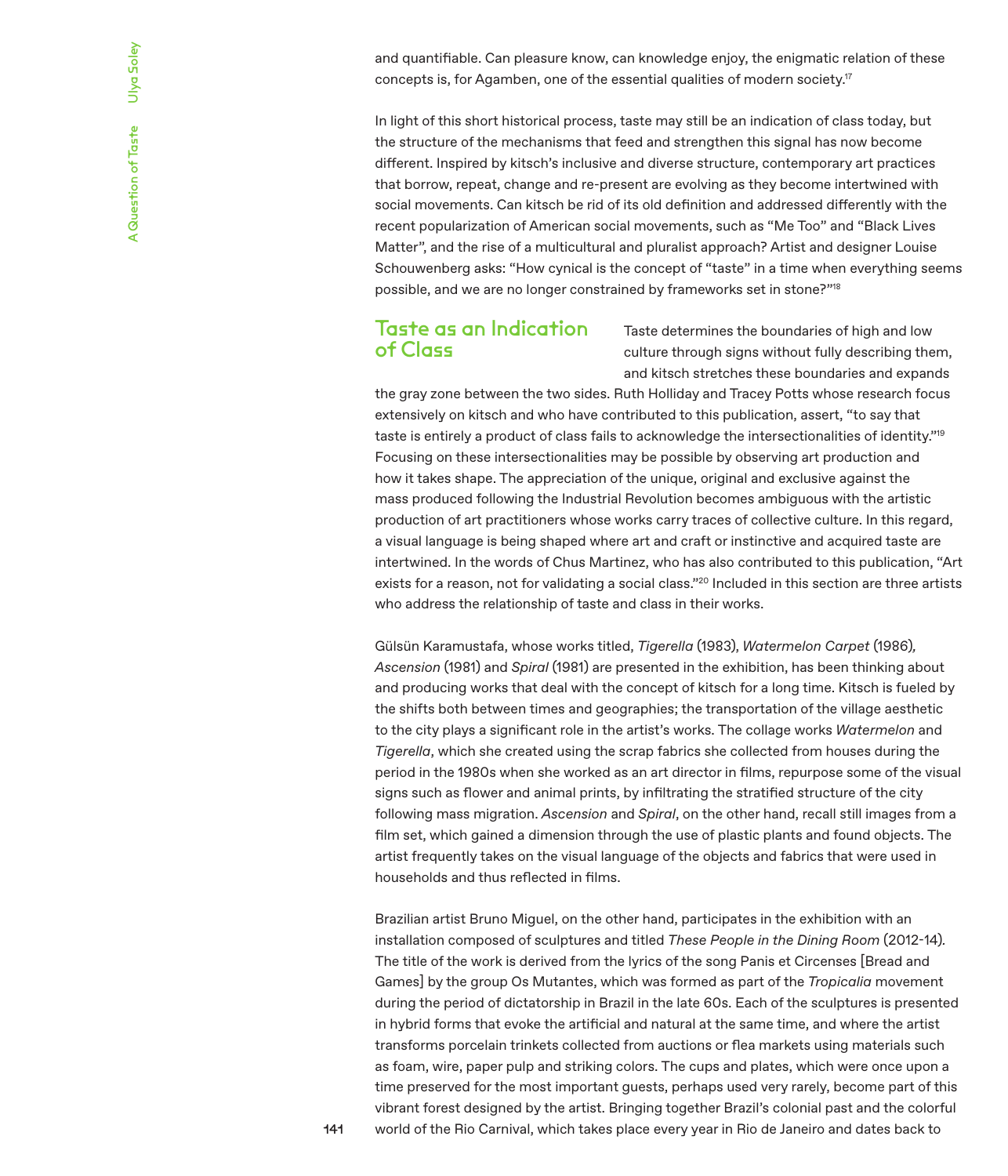and quantifiable. Can pleasure know, can knowledge enjoy, the enigmatic relation of these concepts is, for Agamben, one of the essential qualities of modern society.[17]

In light of this short historical process, taste may still be an indication of class today, but the structure of the mechanisms that feed and strengthen this signal has now become different. Inspired by kitsch's inclusive and diverse structure, contemporary art practices that borrow, repeat, change and re-present are evolving as they become intertwined with social movements. Can kitsch be rid of its old definition and addressed differently with the recent popularization of American social movements, such as "Me Too" and "Black Lives Matter", and the rise of a multicultural and pluralist approach? Artist and designer Louise Schouwenberg asks: "How cynical is the concept of "taste" in a time when everything seems possible, and we are no longer constrained by frameworks set in stone?"[18]

## Taste as an Indication of Class

Taste determines the boundaries of high and low culture through signs without fully describing them, and kitsch stretches these boundaries and expands the gray zone between the two sides. Ruth Holliday and Tracey Potts whose research focus extensively on kitsch and who have contributed to this publication, assert, "to say that taste is entirely a product of class fails to acknowledge the intersectionalities of identity."[19] Focusing on these intersectionalities may be possible by observing art production and how it takes shape. The appreciation of the unique, original and exclusive against the mass produced following the Industrial Revolution becomes ambiguous with the artistic production of art practitioners whose works carry traces of collective culture. In this regard, a visual language is being shaped where art and craft or instinctive and acquired taste are intertwined. In the words of Chus Martinez, who has also contributed to this publication, "Art exists for a reason, not for validating a social class."[20] Included in this section are three artists who address the relationship of taste and class in their works.

Gülsün Karamustafa, whose works titled, *Tigerella* (1983), *Watermelon Carpet* (1986), *Ascension* (1981) and *Spiral* (1981) are presented in the exhibition, has been thinking about and producing works that deal with the concept of kitsch for a long time. Kitsch is fueled by the shifts both between times and geographies; the transportation of the village aesthetic to the city plays a significant role in the artist's works. The collage works *Watermelon* and *Tigerella*, which she created using the scrap fabrics she collected from houses during the period in the 1980s when she worked as an art director in films, repurpose some of the visual signs such as flower and animal prints, by infiltrating the stratified structure of the city following mass migration. *Ascension* and *Spiral*, on the other hand, recall still images from a film set, which gained a dimension through the use of plastic plants and found objects. The artist frequently takes on the visual language of the objects and fabrics that were used in households and thus reflected in films.

Brazilian artist Bruno Miguel, on the other hand, participates in the exhibition with an installation composed of sculptures and titled *These People in the Dining Room* (2012-14). The title of the work is derived from the lyrics of the song Panis et Circenses [Bread and Games] by the group Os Mutantes, which was formed as part of the *Tropicalia* movement during the period of dictatorship in Brazil in the late 60s. Each of the sculptures is presented in hybrid forms that evoke the artificial and natural at the same time, and where the artist transforms porcelain trinkets collected from auctions or flea markets using materials such as foam, wire, paper pulp and striking colors. The cups and plates, which were once upon a time preserved for the most important guests, perhaps used very rarely, become part of this vibrant forest designed by the artist. Bringing together Brazil's colonial past and the colorful world of the Rio Carnival, which takes place every year in Rio de Janeiro and dates back to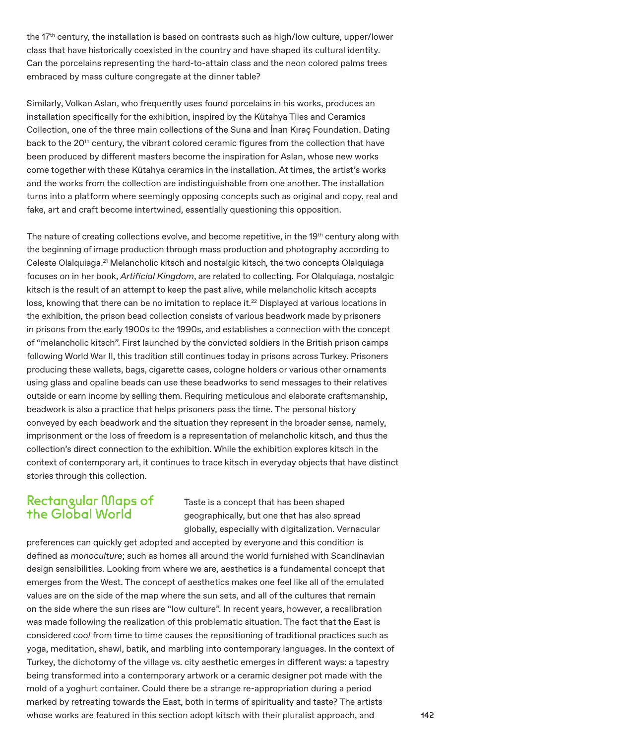the 17th century, the installation is based on contrasts such as high/low culture, upper/lower class that have historically coexisted in the country and have shaped its cultural identity. Can the porcelains representing the hard-to-attain class and the neon colored palms trees embraced by mass culture congregate at the dinner table?

Similarly, Volkan Aslan, who frequently uses found porcelains in his works, produces an installation specifically for the exhibition, inspired by the Kütahya Tiles and Ceramics Collection, one of the three main collections of the Suna and İnan Kıraç Foundation. Dating back to the 20th century, the vibrant colored ceramic figures from the collection that have been produced by different masters become the inspiration for Aslan, whose new works come together with these Kütahya ceramics in the installation. At times, the artist's works and the works from the collection are indistinguishable from one another. The installation turns into a platform where seemingly opposing concepts such as original and copy, real and fake, art and craft become intertwined, essentially questioning this opposition.

The nature of creating collections evolve, and become repetitive, in the 19th century along with the beginning of image production through mass production and photography according to Celeste Olalquiaga.[21] Melancholic kitsch and nostalgic kitsch, the two concepts Olalquiaga focuses on in her book, *Artificial Kingdom*, are related to collecting. For Olalquiaga, nostalgic kitsch is the result of an attempt to keep the past alive, while melancholic kitsch accepts loss, knowing that there can be no imitation to replace it.[22] Displayed at various locations in the exhibition, the prison bead collection consists of various beadwork made by prisoners in prisons from the early 1900s to the 1990s, and establishes a connection with the concept of "melancholic kitsch". First launched by the convicted soldiers in the British prison camps following World War II, this tradition still continues today in prisons across Turkey. Prisoners producing these wallets, bags, cigarette cases, cologne holders or various other ornaments using glass and opaline beads can use these beadworks to send messages to their relatives outside or earn income by selling them. Requiring meticulous and elaborate craftsmanship, beadwork is also a practice that helps prisoners pass the time. The personal history conveyed by each beadwork and the situation they represent in the broader sense, namely, imprisonment or the loss of freedom is a representation of melancholic kitsch, and thus the collection's direct connection to the exhibition. While the exhibition explores kitsch in the context of contemporary art, it continues to trace kitsch in everyday objects that have distinct stories through this collection.

## Rectangular Maps of the Global World

Taste is a concept that has been shaped geographically, but one that has also spread globally, especially with digitalization. Vernacular preferences can quickly get adopted and accepted by everyone and this condition is defined as *monoculture*; such as homes all around the world furnished with Scandinavian design sensibilities. Looking from where we are, aesthetics is a fundamental concept that emerges from the West. The concept of aesthetics makes one feel like all of the emulated values are on the side of the map where the sun sets, and all of the cultures that remain on the side where the sun rises are "low culture". In recent years, however, a recalibration was made following the realization of this problematic situation. The fact that the East is considered *cool* from time to time causes the repositioning of traditional practices such as yoga, meditation, shawl, batik, and marbling into contemporary languages. In the context of Turkey, the dichotomy of the village vs. city aesthetic emerges in different ways: a tapestry being transformed into a contemporary artwork or a ceramic designer pot made with the mold of a yoghurt container. Could there be a strange re-appropriation during a period marked by retreating towards the East, both in terms of spirituality and taste? The artists whose works are featured in this section adopt kitsch with their pluralist approach, and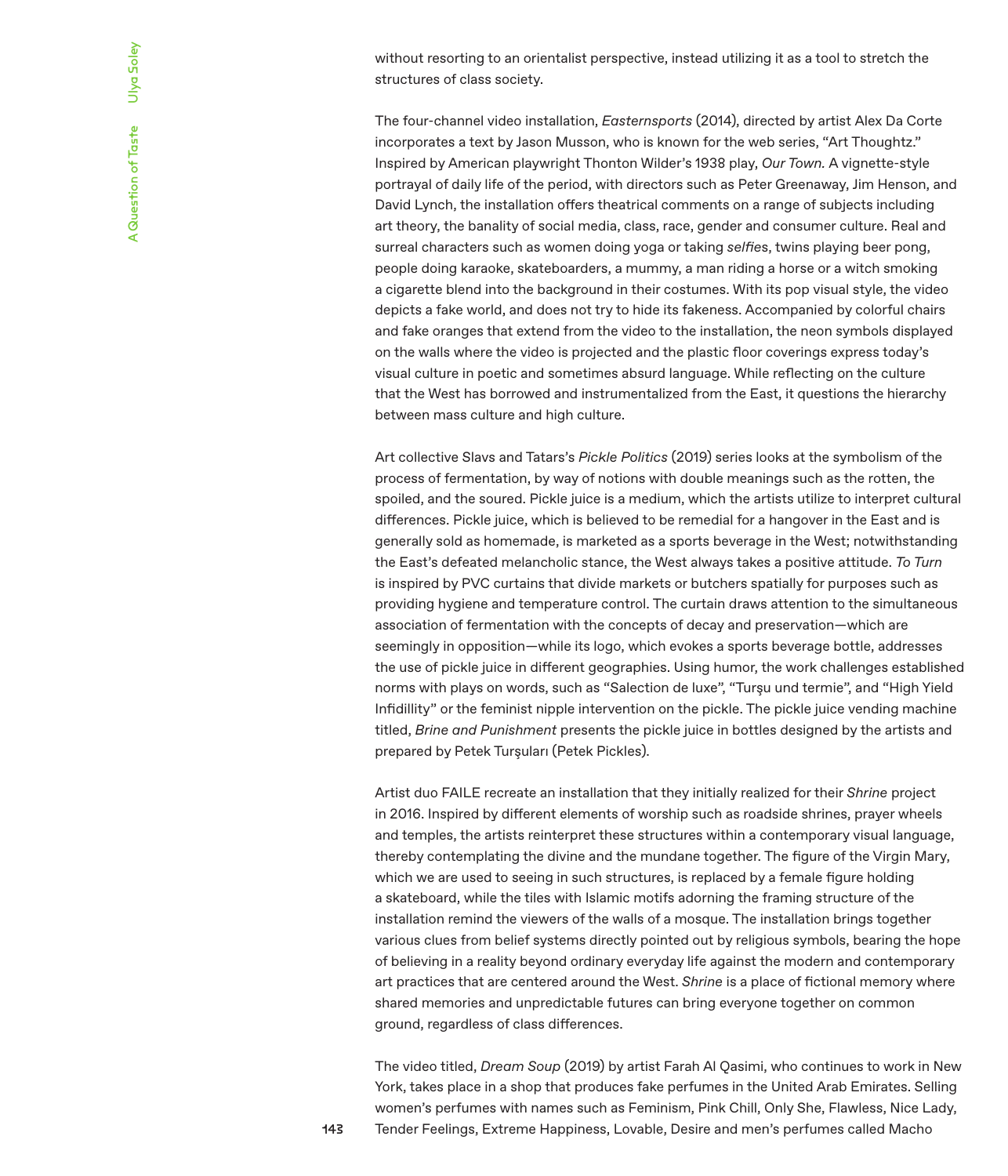without resorting to an orientalist perspective, instead utilizing it as a tool to stretch the structures of class society.

The four-channel video installation, *Easternsports* (2014), directed by artist Alex Da Corte incorporates a text by Jason Musson, who is known for the web series, "Art Thoughtz." Inspired by American playwright Thonton Wilder's 1938 play, *Our Town.* A vignette-style portrayal of daily life of the period, with directors such as Peter Greenaway, Jim Henson, and David Lynch, the installation offers theatrical comments on a range of subjects including art theory, the banality of social media, class, race, gender and consumer culture. Real and surreal characters such as women doing yoga or taking *selfies*, twins playing beer pong, people doing karaoke, skateboarders, a mummy, a man riding a horse or a witch smoking a cigarette blend into the background in their costumes. With its pop visual style, the video depicts a fake world, and does not try to hide its fakeness. Accompanied by colorful chairs and fake oranges that extend from the video to the installation, the neon symbols displayed on the walls where the video is projected and the plastic floor coverings express today's visual culture in poetic and sometimes absurd language. While reflecting on the culture that the West has borrowed and instrumentalized from the East, it questions the hierarchy between mass culture and high culture.

Art collective Slavs and Tatars's *Pickle Politics* (2019) series looks at the symbolism of the process of fermentation, by way of notions with double meanings such as the rotten, the spoiled, and the soured. Pickle juice is a medium, which the artists utilize to interpret cultural differences. Pickle juice, which is believed to be remedial for a hangover in the East and is generally sold as homemade, is marketed as a sports beverage in the West; notwithstanding the East's defeated melancholic stance, the West always takes a positive attitude. *To Turn* is inspired by PVC curtains that divide markets or butchers spatially for purposes such as providing hygiene and temperature control. The curtain draws attention to the simultaneous association of fermentation with the concepts of decay and preservation—which are seemingly in opposition—while its logo, which evokes a sports beverage bottle, addresses the use of pickle juice in different geographies. Using humor, the work challenges established norms with plays on words, such as "Salection de luxe", "Turşu und termie", and "High Yield Infidillity" or the feminist nipple intervention on the pickle. The pickle juice vending machine titled, *Brine and Punishment* presents the pickle juice in bottles designed by the artists and prepared by Petek Turşuları (Petek Pickles).

Artist duo FAILE recreate an installation that they initially realized for their *Shrine* project in 2016. Inspired by different elements of worship such as roadside shrines, prayer wheels and temples, the artists reinterpret these structures within a contemporary visual language, thereby contemplating the divine and the mundane together. The figure of the Virgin Mary, which we are used to seeing in such structures, is replaced by a female figure holding a skateboard, while the tiles with Islamic motifs adorning the framing structure of the installation remind the viewers of the walls of a mosque. The installation brings together various clues from belief systems directly pointed out by religious symbols, bearing the hope of believing in a reality beyond ordinary everyday life against the modern and contemporary art practices that are centered around the West. *Shrine* is a place of fictional memory where shared memories and unpredictable futures can bring everyone together on common ground, regardless of class differences.

The video titled, *Dream Soup* (2019) by artist Farah Al Qasimi, who continues to work in New York, takes place in a shop that produces fake perfumes in the United Arab Emirates. Selling women's perfumes with names such as Feminism, Pink Chill, Only She, Flawless, Nice Lady, Tender Feelings, Extreme Happiness, Lovable, Desire and men's perfumes called Macho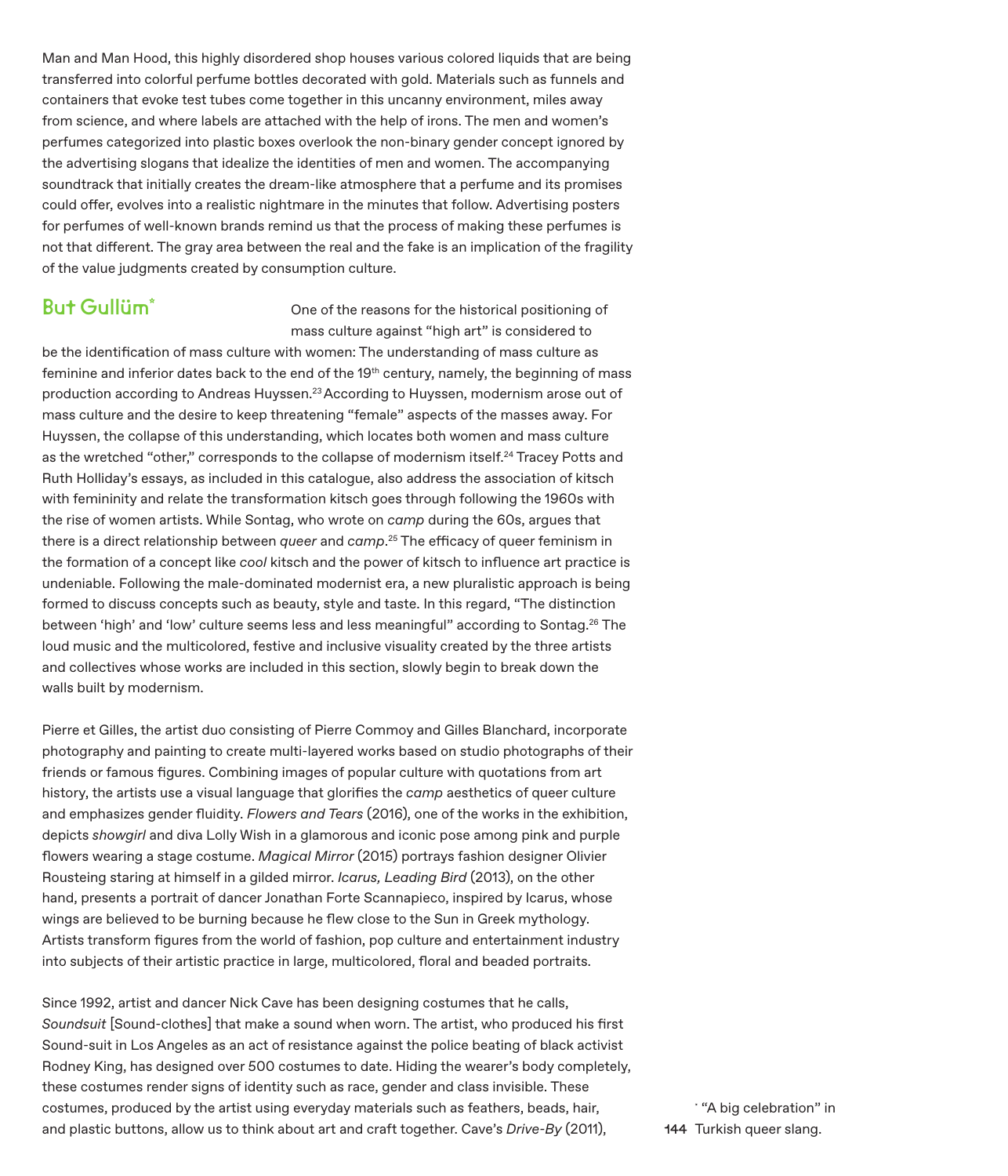Man and Man Hood, this highly disordered shop houses various colored liquids that are being transferred into colorful perfume bottles decorated with gold. Materials such as funnels and containers that evoke test tubes come together in this uncanny environment, miles away from science, and where labels are attached with the help of irons. The men and women's perfumes categorized into plastic boxes overlook the non-binary gender concept ignored by the advertising slogans that idealize the identities of men and women. The accompanying soundtrack that initially creates the dream-like atmosphere that a perfume and its promises could offer, evolves into a realistic nightmare in the minutes that follow. Advertising posters for perfumes of well-known brands remind us that the process of making these perfumes is not that different. The gray area between the real and the fake is an implication of the fragility of the value judgments created by consumption culture.

## But Gullüm*

One of the reasons for the historical positioning of mass culture against "high art" is considered to be the identification of mass culture with women: The understanding of mass culture as feminine and inferior dates back to the end of the 19th century, namely, the beginning of mass production according to Andreas Huyssen.[23] According to Huyssen, modernism arose out of mass culture and the desire to keep threatening "female" aspects of the masses away. For Huyssen, the collapse of this understanding, which locates both women and mass culture as the wretched "other," corresponds to the collapse of modernism itself.[24] Tracey Potts and Ruth Holliday's essays, as included in this catalogue, also address the association of kitsch with femininity and relate the transformation kitsch goes through following the 1960s with the rise of women artists. While Sontag, who wrote on *camp* during the 60s, argues that there is a direct relationship between *queer* and *camp*.[25] The efficacy of queer feminism in the formation of a concept like *cool* kitsch and the power of kitsch to influence art practice is undeniable. Following the male-dominated modernist era, a new pluralistic approach is being formed to discuss concepts such as beauty, style and taste. In this regard, "The distinction between 'high' and 'low' culture seems less and less meaningful" according to Sontag.[26] The loud music and the multicolored, festive and inclusive visuality created by the three artists and collectives whose works are included in this section, slowly begin to break down the walls built by modernism.

Pierre et Gilles, the artist duo consisting of Pierre Commoy and Gilles Blanchard, incorporate photography and painting to create multi-layered works based on studio photographs of their friends or famous figures. Combining images of popular culture with quotations from art history, the artists use a visual language that glorifies the *camp* aesthetics of queer culture and emphasizes gender fluidity. *Flowers and Tears* (2016), one of the works in the exhibition, depicts *showgirl* and diva Lolly Wish in a glamorous and iconic pose among pink and purple flowers wearing a stage costume. *Magical Mirror* (2015) portrays fashion designer Olivier Rousteing staring at himself in a gilded mirror. *Icarus, Leading Bird* (2013), on the other hand, presents a portrait of dancer Jonathan Forte Scannapieco, inspired by Icarus, whose wings are believed to be burning because he flew close to the Sun in Greek mythology. Artists transform figures from the world of fashion, pop culture and entertainment industry into subjects of their artistic practice in large, multicolored, floral and beaded portraits.

Since 1992, artist and dancer Nick Cave has been designing costumes that he calls, *Soundsuit* [Sound-clothes] that make a sound when worn. The artist, who produced his first Sound-suit in Los Angeles as an act of resistance against the police beating of black activist Rodney King, has designed over 500 costumes to date. Hiding the wearer's body completely, these costumes render signs of identity such as race, gender and class invisible. These costumes, produced by the artist using everyday materials such as feathers, beads, hair, and plastic buttons, allow us to think about art and craft together. Cave's *Drive-By* (2011),

\* "A big celebration" in Turkish queer slang.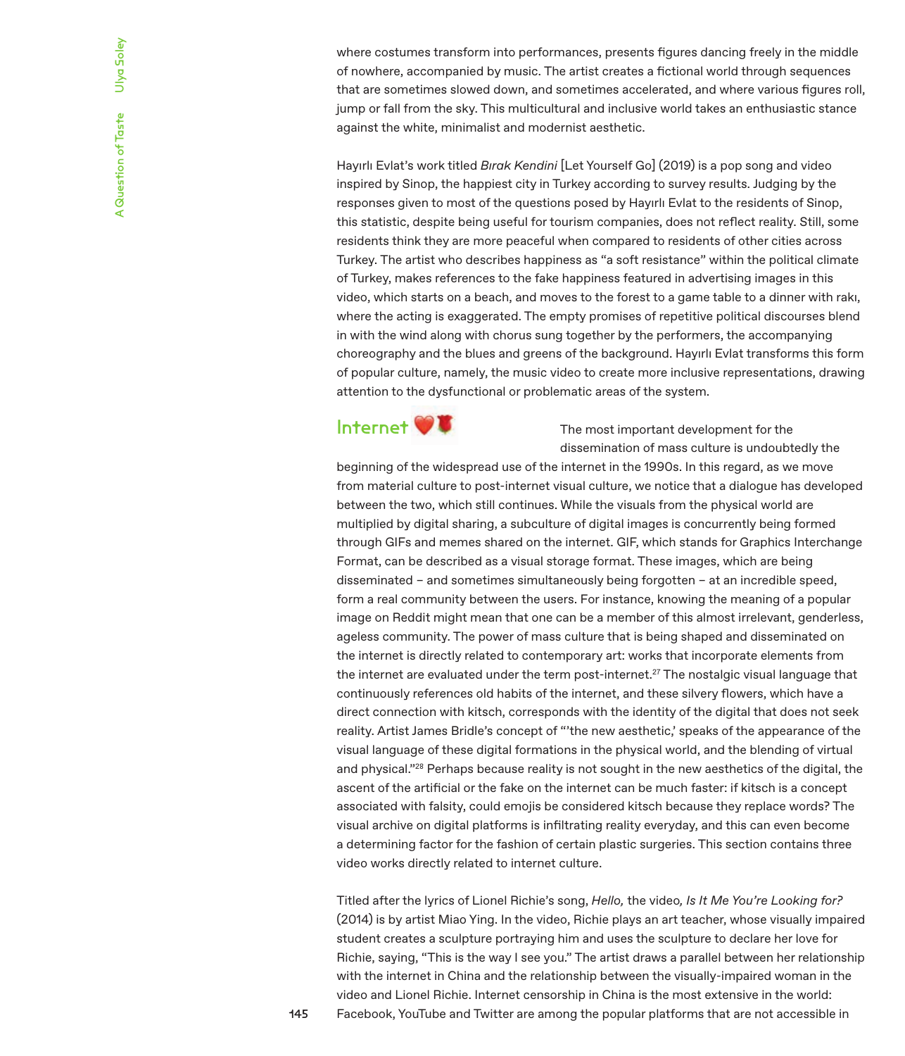where costumes transform into performances, presents figures dancing freely in the middle of nowhere, accompanied by music. The artist creates a fictional world through sequences that are sometimes slowed down, and sometimes accelerated, and where various figures roll, jump or fall from the sky. This multicultural and inclusive world takes an enthusiastic stance against the white, minimalist and modernist aesthetic.

Hayırlı Evlat's work titled *Bırak Kendini* [Let Yourself Go] (2019) is a pop song and video inspired by Sinop, the happiest city in Turkey according to survey results. Judging by the responses given to most of the questions posed by Hayırlı Evlat to the residents of Sinop, this statistic, despite being useful for tourism companies, does not reflect reality. Still, some residents think they are more peaceful when compared to residents of other cities across Turkey. The artist who describes happiness as "a soft resistance" within the political climate of Turkey, makes references to the fake happiness featured in advertising images in this video, which starts on a beach, and moves to the forest to a game table to a dinner with rakı, where the acting is exaggerated. The empty promises of repetitive political discourses blend in with the wind along with chorus sung together by the performers, the accompanying choreography and the blues and greens of the background. Hayırlı Evlat transforms this form of popular culture, namely, the music video to create more inclusive representations, drawing attention to the dysfunctional or problematic areas of the system.

## Internet ❤️🌹

The most important development for the dissemination of mass culture is undoubtedly the beginning of the widespread use of the internet in the 1990s. In this regard, as we move from material culture to post-internet visual culture, we notice that a dialogue has developed between the two, which still continues. While the visuals from the physical world are multiplied by digital sharing, a subculture of digital images is concurrently being formed through GIFs and memes shared on the internet. GIF, which stands for Graphics Interchange Format, can be described as a visual storage format. These images, which are being disseminated – and sometimes simultaneously being forgotten – at an incredible speed, form a real community between the users. For instance, knowing the meaning of a popular image on Reddit might mean that one can be a member of this almost irrelevant, genderless, ageless community. The power of mass culture that is being shaped and disseminated on the internet is directly related to contemporary art: works that incorporate elements from the internet are evaluated under the term post-internet.[27] The nostalgic visual language that continuously references old habits of the internet, and these silvery flowers, which have a direct connection with kitsch, corresponds with the identity of the digital that does not seek reality. Artist James Bridle's concept of "'the new aesthetic,' speaks of the appearance of the visual language of these digital formations in the physical world, and the blending of virtual and physical."[28] Perhaps because reality is not sought in the new aesthetics of the digital, the ascent of the artificial or the fake on the internet can be much faster: if kitsch is a concept associated with falsity, could emojis be considered kitsch because they replace words? The visual archive on digital platforms is infiltrating reality everyday, and this can even become a determining factor for the fashion of certain plastic surgeries. This section contains three video works directly related to internet culture.

Titled after the lyrics of Lionel Richie's song, *Hello,* the video*, Is It Me You're Looking for?* (2014) is by artist Miao Ying. In the video, Richie plays an art teacher, whose visually impaired student creates a sculpture portraying him and uses the sculpture to declare her love for Richie, saying, "This is the way I see you." The artist draws a parallel between her relationship with the internet in China and the relationship between the visually-impaired woman in the video and Lionel Richie. Internet censorship in China is the most extensive in the world: Facebook, YouTube and Twitter are among the popular platforms that are not accessible in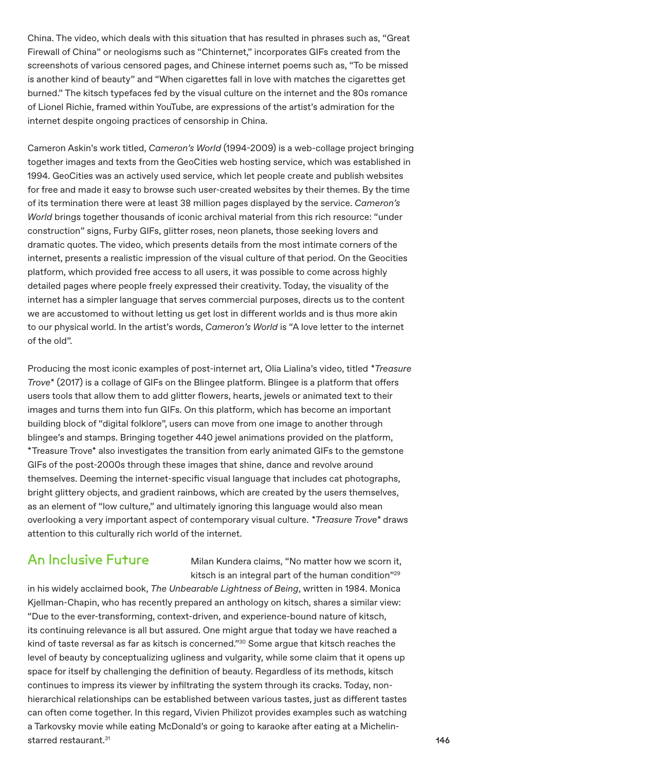China. The video, which deals with this situation that has resulted in phrases such as, "Great Firewall of China" or neologisms such as "Chinternet," incorporates GIFs created from the screenshots of various censored pages, and Chinese internet poems such as, "To be missed is another kind of beauty" and "When cigarettes fall in love with matches the cigarettes get burned." The kitsch typefaces fed by the visual culture on the internet and the 80s romance of Lionel Richie, framed within YouTube, are expressions of the artist's admiration for the internet despite ongoing practices of censorship in China.

Cameron Askin's work titled, *Cameron's World* (1994-2009) is a web-collage project bringing together images and texts from the GeoCities web hosting service, which was established in 1994. GeoCities was an actively used service, which let people create and publish websites for free and made it easy to browse such user-created websites by their themes. By the time of its termination there were at least 38 million pages displayed by the service. *Cameron's World* brings together thousands of iconic archival material from this rich resource: "under construction" signs, Furby GIFs, glitter roses, neon planets, those seeking lovers and dramatic quotes. The video, which presents details from the most intimate corners of the internet, presents a realistic impression of the visual culture of that period. On the Geocities platform, which provided free access to all users, it was possible to come across highly detailed pages where people freely expressed their creativity. Today, the visuality of the internet has a simpler language that serves commercial purposes, directs us to the content we are accustomed to without letting us get lost in different worlds and is thus more akin to our physical world. In the artist's words, *Cameron's World* is "A love letter to the internet of the old".

Producing the most iconic examples of post-internet art, Olia Lialina's video, titled **Treasure Trove** (2017) is a collage of GIFs on the Blingee platform. Blingee is a platform that offers users tools that allow them to add glitter flowers, hearts, jewels or animated text to their images and turns them into fun GIFs. On this platform, which has become an important building block of "digital folklore", users can move from one image to another through blingee's and stamps. Bringing together 440 jewel animations provided on the platform, *Treasure Trove* also investigates the transition from early animated GIFs to the gemstone GIFs of the post-2000s through these images that shine, dance and revolve around themselves. Deeming the internet-specific visual language that includes cat photographs, bright glittery objects, and gradient rainbows, which are created by the users themselves, as an element of "low culture," and ultimately ignoring this language would also mean overlooking a very important aspect of contemporary visual culture. **Treasure Trove** draws attention to this culturally rich world of the internet.

## An Inclusive Future

Milan Kundera claims, "No matter how we scorn it, kitsch is an integral part of the human condition"[29] in his widely acclaimed book, *The Unbearable Lightness of Being*, written in 1984. Monica Kjellman-Chapin, who has recently prepared an anthology on kitsch, shares a similar view: "Due to the ever-transforming, context-driven, and experience-bound nature of kitsch, its continuing relevance is all but assured. One might argue that today we have reached a kind of taste reversal as far as kitsch is concerned."[30] Some argue that kitsch reaches the level of beauty by conceptualizing ugliness and vulgarity, while some claim that it opens up space for itself by challenging the definition of beauty. Regardless of its methods, kitsch continues to impress its viewer by infiltrating the system through its cracks. Today, non-hierarchical relationships can be established between various tastes, just as different tastes can often come together. In this regard, Vivien Philizot provides examples such as watching a Tarkovsky movie while eating McDonald's or going to karaoke after eating at a Michelin-starred restaurant.[31]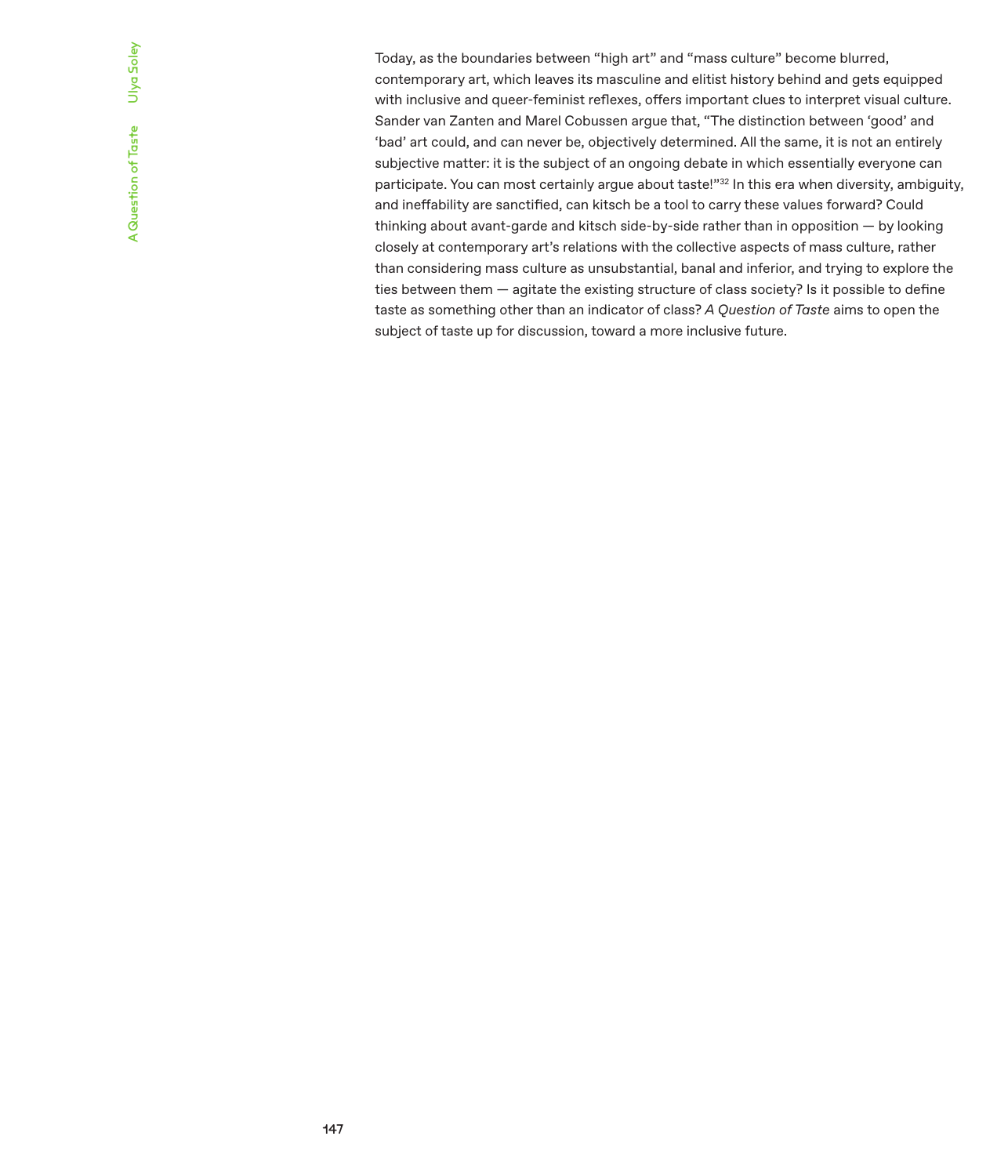Today, as the boundaries between “high art” and “mass culture” become blurred, contemporary art, which leaves its masculine and elitist history behind and gets equipped with inclusive and queer-feminist reflexes, offers important clues to interpret visual culture. Sander van Zanten and Marel Cobussen argue that, “The distinction between ‘good’ and ‘bad’ art could, and can never be, objectively determined. All the same, it is not an entirely subjective matter: it is the subject of an ongoing debate in which essentially everyone can participate. You can most certainly argue about taste!”[32] In this era when diversity, ambiguity, and ineffability are sanctified, can kitsch be a tool to carry these values forward? Could thinking about avant-garde and kitsch side-by-side rather than in opposition — by looking closely at contemporary art’s relations with the collective aspects of mass culture, rather than considering mass culture as unsubstantial, banal and inferior, and trying to explore the ties between them — agitate the existing structure of class society? Is it possible to define taste as something other than an indicator of class? *A Question of Taste* aims to open the subject of taste up for discussion, toward a more inclusive future.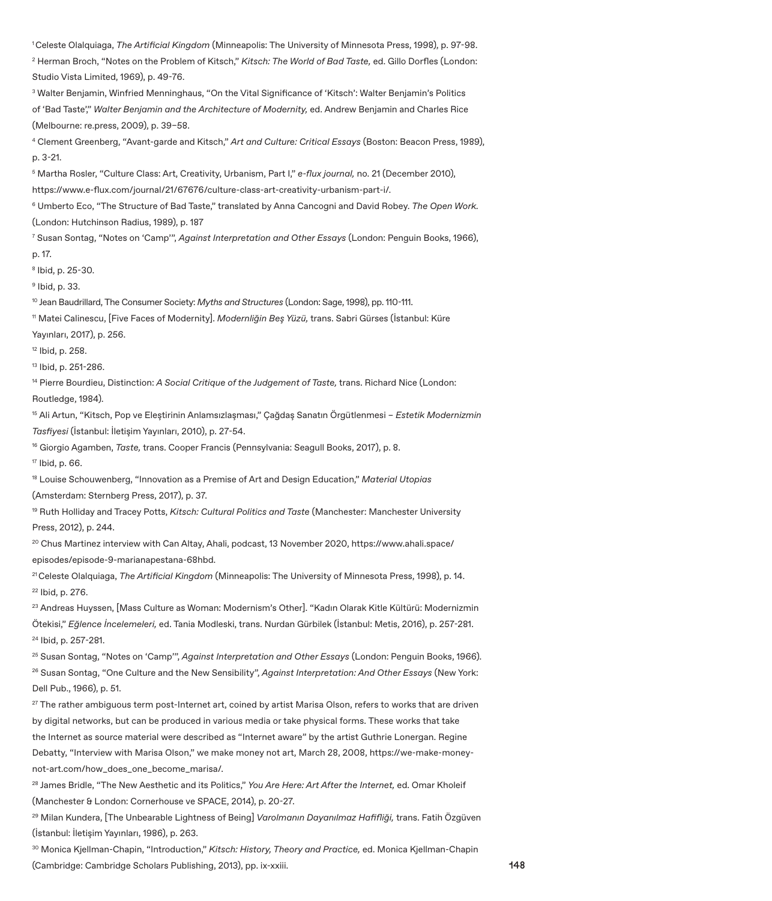[1] Celeste Olalquiaga, *The Artificial Kingdom* (Minneapolis: The University of Minnesota Press, 1998), p. 97-98.
[2] Herman Broch, "Notes on the Problem of Kitsch," *Kitsch: The World of Bad Taste,* ed. Gillo Dorfles (London: Studio Vista Limited, 1969), p. 49-76.
[3] Walter Benjamin, Winfried Menninghaus, "On the Vital Significance of 'Kitsch': Walter Benjamin's Politics of 'Bad Taste'," *Walter Benjamin and the Architecture of Modernity,* ed. Andrew Benjamin and Charles Rice (Melbourne: re.press, 2009), p. 39–58.
[4] Clement Greenberg, "Avant-garde and Kitsch," *Art and Culture: Critical Essays* (Boston: Beacon Press, 1989), p. 3-21.
[5] Martha Rosler, "Culture Class: Art, Creativity, Urbanism, Part I," *e-flux journal,* no. 21 (December 2010), https://www.e-flux.com/journal/21/67676/culture-class-art-creativity-urbanism-part-i/.
[6] Umberto Eco, "The Structure of Bad Taste," translated by Anna Cancogni and David Robey. *The Open Work.* (London: Hutchinson Radius, 1989), p. 187
[7] Susan Sontag, "Notes on 'Camp'", *Against Interpretation and Other Essays* (London: Penguin Books, 1966), p. 17.
[8] Ibid, p. 25-30.
[9] Ibid, p. 33.
[10] Jean Baudrillard, The Consumer Society: *Myths and Structures* (London: Sage, 1998), pp. 110-111.
[11] Matei Calinescu, [Five Faces of Modernity]. *Modernliğin Beş Yüzü,* trans. Sabri Gürses (İstanbul: Küre Yayınları, 2017), p. 256.
[12] Ibid, p. 258.
[13] Ibid, p. 251-286.
[14] Pierre Bourdieu, Distinction: *A Social Critique of the Judgement of Taste,* trans. Richard Nice (London: Routledge, 1984).
[15] Ali Artun, "Kitsch, Pop ve Eleştirinin Anlamsızlaşması," Çağdaş Sanatın Örgütlenmesi – *Estetik Modernizmin Tasfiyesi* (İstanbul: İletişim Yayınları, 2010), p. 27-54.
[16] Giorgio Agamben, *Taste,* trans. Cooper Francis (Pennsylvania: Seagull Books, 2017), p. 8.
[17] Ibid, p. 66.
[18] Louise Schouwenberg, "Innovation as a Premise of Art and Design Education," *Material Utopias* (Amsterdam: Sternberg Press, 2017), p. 37.
[19] Ruth Holliday and Tracey Potts, *Kitsch: Cultural Politics and Taste* (Manchester: Manchester University Press, 2012), p. 244.
[20] Chus Martinez interview with Can Altay, Ahali, podcast, 13 November 2020, https://www.ahali.space/episodes/episode-9-marianapestana-68hbd.
[21] Celeste Olalquiaga, *The Artificial Kingdom* (Minneapolis: The University of Minnesota Press, 1998), p. 14.
[22] Ibid, p. 276.
[23] Andreas Huyssen, [Mass Culture as Woman: Modernism's Other]. "Kadın Olarak Kitle Kültürü: Modernizmin Ötekisi," *Eğlence İncelemeleri,* ed. Tania Modleski, trans. Nurdan Gürbilek (İstanbul: Metis, 2016), p. 257-281.
[24] Ibid, p. 257-281.
[25] Susan Sontag, "Notes on 'Camp'", *Against Interpretation and Other Essays* (London: Penguin Books, 1966).
[26] Susan Sontag, "One Culture and the New Sensibility", *Against Interpretation: And Other Essays* (New York: Dell Pub., 1966), p. 51.
[27] The rather ambiguous term post-Internet art, coined by artist Marisa Olson, refers to works that are driven by digital networks, but can be produced in various media or take physical forms. These works that take the Internet as source material were described as "Internet aware" by the artist Guthrie Lonergan. Regine Debatty, "Interview with Marisa Olson," we make money not art, March 28, 2008, https://we-make-money-not-art.com/how_does_one_become_marisa/.
[28] James Bridle, "The New Aesthetic and its Politics," *You Are Here: Art After the Internet,* ed. Omar Kholeif (Manchester & London: Cornerhouse ve SPACE, 2014), p. 20-27.
[29] Milan Kundera, [The Unbearable Lightness of Being] *Varolmanın Dayanılmaz Hafifliği,* trans. Fatih Özgüven (İstanbul: İletişim Yayınları, 1986), p. 263.
[30] Monica Kjellman-Chapin, "Introduction," *Kitsch: History, Theory and Practice,* ed. Monica Kjellman-Chapin (Cambridge: Cambridge Scholars Publishing, 2013), pp. ix-xxiii.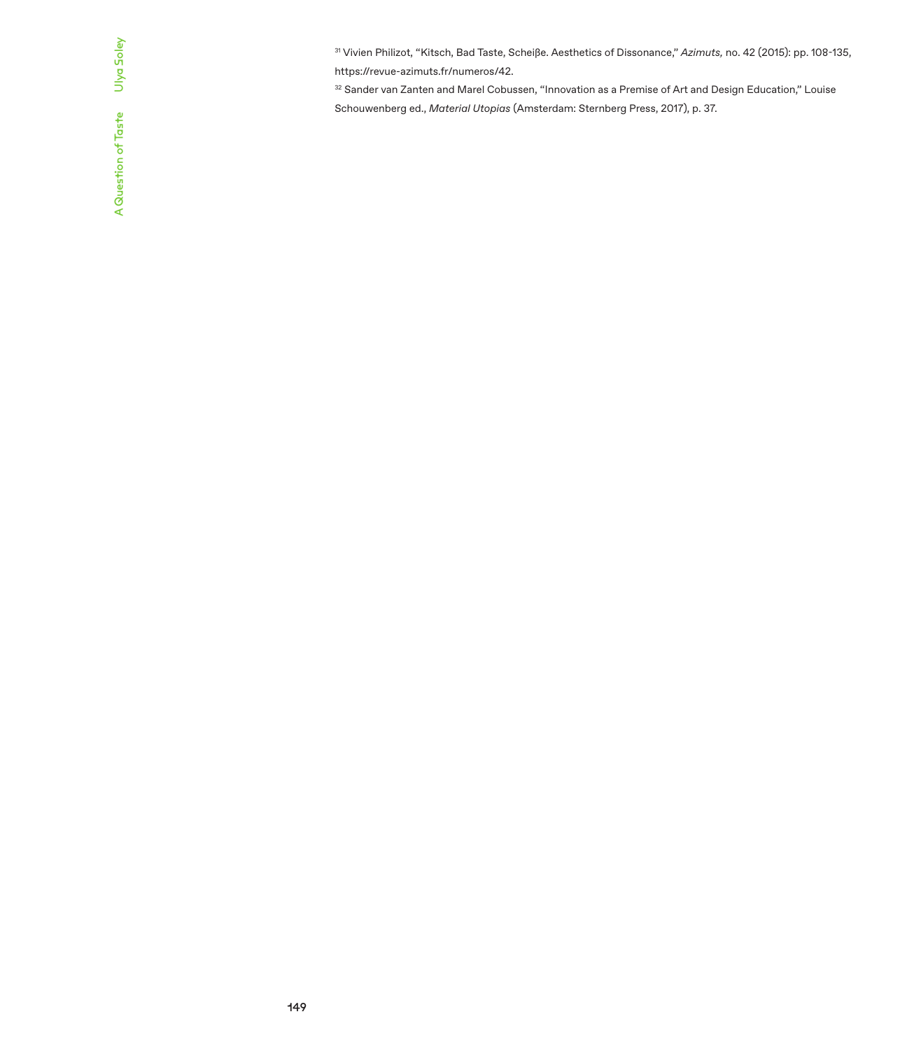[31] Vivien Philizot, “Kitsch, Bad Taste, Scheiβe. Aesthetics of Dissonance,” *Azimuts,* no. 42 (2015): pp. 108-135, https://revue-azimuts.fr/numeros/42.

[32] Sander van Zanten and Marel Cobussen, “Innovation as a Premise of Art and Design Education,” Louise Schouwenberg ed., *Material Utopias* (Amsterdam: Sternberg Press, 2017), p. 37.